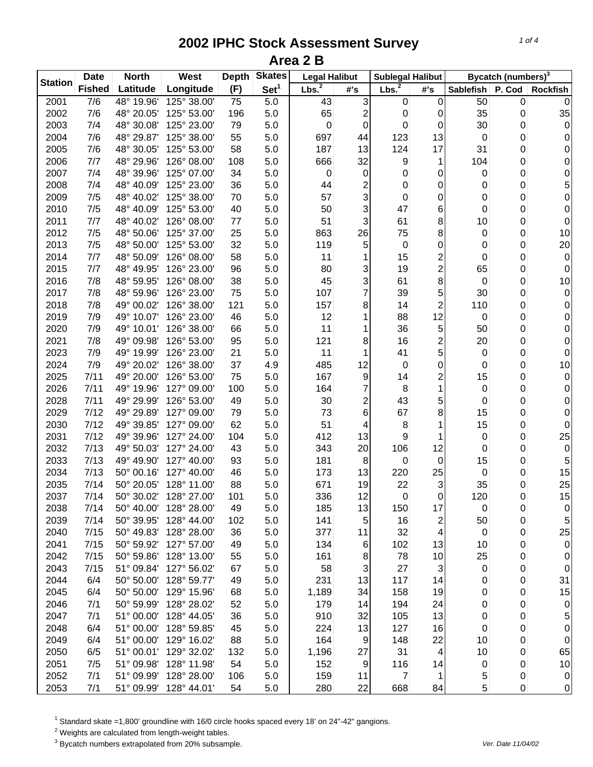# 2002 IPHC Stock Assessment Survey

## Area 2 B

| Station | Date | North | West | Depth | Skates | Legal Halibut | | Sublegal Halibut | | Bycatch (numbers)[3] | | |
|---|---|---|---|---|---|---|---|---|---|---|---|---|
| | Fished | Latitude | Longitude | (F) | Set[1] | Lbs.[2] | #'s | Lbs.[2] | #'s | Sablefish | P. Cod | Rockfish |
| 2001 | 7/6 | 48° 19.96' | 125° 38.00' | 75 | 5.0 | 43 | 3 | 0 | 0 | 50 | 0 | 0 |
| 2002 | 7/6 | 48° 20.05' | 125° 53.00' | 196 | 5.0 | 65 | 2 | 0 | 0 | 35 | 0 | 35 |
| 2003 | 7/4 | 48° 30.08' | 125° 23.00' | 79 | 5.0 | 0 | 0 | 0 | 0 | 30 | 0 | 0 |
| 2004 | 7/6 | 48° 29.87' | 125° 38.00' | 55 | 5.0 | 697 | 44 | 123 | 13 | 0 | 0 | 0 |
| 2005 | 7/6 | 48° 30.05' | 125° 53.00' | 58 | 5.0 | 187 | 13 | 124 | 17 | 31 | 0 | 0 |
| 2006 | 7/7 | 48° 29.96' | 126° 08.00' | 108 | 5.0 | 666 | 32 | 9 | 1 | 104 | 0 | 0 |
| 2007 | 7/4 | 48° 39.96' | 125° 07.00' | 34 | 5.0 | 0 | 0 | 0 | 0 | 0 | 0 | 0 |
| 2008 | 7/4 | 48° 40.09' | 125° 23.00' | 36 | 5.0 | 44 | 2 | 0 | 0 | 0 | 0 | 5 |
| 2009 | 7/5 | 48° 40.02' | 125° 38.00' | 70 | 5.0 | 57 | 3 | 0 | 0 | 0 | 0 | 0 |
| 2010 | 7/5 | 48° 40.09' | 125° 53.00' | 40 | 5.0 | 50 | 3 | 47 | 6 | 0 | 0 | 0 |
| 2011 | 7/7 | 48° 40.02' | 126° 08.00' | 77 | 5.0 | 51 | 3 | 61 | 8 | 10 | 0 | 0 |
| 2012 | 7/5 | 48° 50.06' | 125° 37.00' | 25 | 5.0 | 863 | 26 | 75 | 8 | 0 | 0 | 10 |
| 2013 | 7/5 | 48° 50.00' | 125° 53.00' | 32 | 5.0 | 119 | 5 | 0 | 0 | 0 | 0 | 20 |
| 2014 | 7/7 | 48° 50.09' | 126° 08.00' | 58 | 5.0 | 11 | 1 | 15 | 2 | 0 | 0 | 0 |
| 2015 | 7/7 | 48° 49.95' | 126° 23.00' | 96 | 5.0 | 80 | 3 | 19 | 2 | 65 | 0 | 0 |
| 2016 | 7/8 | 48° 59.95' | 126° 08.00' | 38 | 5.0 | 45 | 3 | 61 | 8 | 0 | 0 | 10 |
| 2017 | 7/8 | 48° 59.96' | 126° 23.00' | 75 | 5.0 | 107 | 7 | 39 | 5 | 30 | 0 | 0 |
| 2018 | 7/8 | 49° 00.02' | 126° 38.00' | 121 | 5.0 | 157 | 8 | 14 | 2 | 110 | 0 | 0 |
| 2019 | 7/9 | 49° 10.07' | 126° 23.00' | 46 | 5.0 | 12 | 1 | 88 | 12 | 0 | 0 | 0 |
| 2020 | 7/9 | 49° 10.01' | 126° 38.00' | 66 | 5.0 | 11 | 1 | 36 | 5 | 50 | 0 | 0 |
| 2021 | 7/8 | 49° 09.98' | 126° 53.00' | 95 | 5.0 | 121 | 8 | 16 | 2 | 20 | 0 | 0 |
| 2023 | 7/9 | 49° 19.99' | 126° 23.00' | 21 | 5.0 | 11 | 1 | 41 | 5 | 0 | 0 | 0 |
| 2024 | 7/9 | 49° 20.02' | 126° 38.00' | 37 | 4.9 | 485 | 12 | 0 | 0 | 0 | 0 | 10 |
| 2025 | 7/11 | 49° 20.00' | 126° 53.00' | 75 | 5.0 | 167 | 9 | 14 | 2 | 15 | 0 | 0 |
| 2026 | 7/11 | 49° 19.96' | 127° 09.00' | 100 | 5.0 | 164 | 7 | 8 | 1 | 0 | 0 | 0 |
| 2028 | 7/11 | 49° 29.99' | 126° 53.00' | 49 | 5.0 | 30 | 2 | 43 | 5 | 0 | 0 | 0 |
| 2029 | 7/12 | 49° 29.89' | 127° 09.00' | 79 | 5.0 | 73 | 6 | 67 | 8 | 15 | 0 | 0 |
| 2030 | 7/12 | 49° 39.85' | 127° 09.00' | 62 | 5.0 | 51 | 4 | 8 | 1 | 15 | 0 | 0 |
| 2031 | 7/12 | 49° 39.96' | 127° 24.00' | 104 | 5.0 | 412 | 13 | 9 | 1 | 0 | 0 | 25 |
| 2032 | 7/13 | 49° 50.03' | 127° 24.00' | 43 | 5.0 | 343 | 20 | 106 | 12 | 0 | 0 | 0 |
| 2033 | 7/13 | 49° 49.90' | 127° 40.00' | 93 | 5.0 | 181 | 8 | 0 | 0 | 15 | 0 | 5 |
| 2034 | 7/13 | 50° 00.16' | 127° 40.00' | 46 | 5.0 | 173 | 13 | 220 | 25 | 0 | 0 | 15 |
| 2035 | 7/14 | 50° 20.05' | 128° 11.00' | 88 | 5.0 | 671 | 19 | 22 | 3 | 35 | 0 | 25 |
| 2037 | 7/14 | 50° 30.02' | 128° 27.00' | 101 | 5.0 | 336 | 12 | 0 | 0 | 120 | 0 | 15 |
| 2038 | 7/14 | 50° 40.00' | 128° 28.00' | 49 | 5.0 | 185 | 13 | 150 | 17 | 0 | 0 | 0 |
| 2039 | 7/14 | 50° 39.95' | 128° 44.00' | 102 | 5.0 | 141 | 5 | 16 | 2 | 50 | 0 | 5 |
| 2040 | 7/15 | 50° 49.83' | 128° 28.00' | 36 | 5.0 | 377 | 11 | 32 | 4 | 0 | 0 | 25 |
| 2041 | 7/15 | 50° 59.92' | 127° 57.00' | 49 | 5.0 | 134 | 6 | 102 | 13 | 10 | 0 | 0 |
| 2042 | 7/15 | 50° 59.86' | 128° 13.00' | 55 | 5.0 | 161 | 8 | 78 | 10 | 25 | 0 | 0 |
| 2043 | 7/15 | 51° 09.84' | 127° 56.02' | 67 | 5.0 | 58 | 3 | 27 | 3 | 0 | 0 | 0 |
| 2044 | 6/4 | 50° 50.00' | 128° 59.77' | 49 | 5.0 | 231 | 13 | 117 | 14 | 0 | 0 | 31 |
| 2045 | 6/4 | 50° 50.00' | 129° 15.96' | 68 | 5.0 | 1,189 | 34 | 158 | 19 | 0 | 0 | 15 |
| 2046 | 7/1 | 50° 59.99' | 128° 28.02' | 52 | 5.0 | 179 | 14 | 194 | 24 | 0 | 0 | 0 |
| 2047 | 7/1 | 51° 00.00' | 128° 44.05' | 36 | 5.0 | 910 | 32 | 105 | 13 | 0 | 0 | 5 |
| 2048 | 6/4 | 51° 00.00' | 128° 59.85' | 45 | 5.0 | 224 | 13 | 127 | 16 | 0 | 0 | 0 |
| 2049 | 6/4 | 51° 00.00' | 129° 16.02' | 88 | 5.0 | 164 | 9 | 148 | 22 | 10 | 0 | 0 |
| 2050 | 6/5 | 51° 00.01' | 129° 32.02' | 132 | 5.0 | 1,196 | 27 | 31 | 4 | 10 | 0 | 65 |
| 2051 | 7/5 | 51° 09.98' | 128° 11.98' | 54 | 5.0 | 152 | 9 | 116 | 14 | 0 | 0 | 10 |
| 2052 | 7/1 | 51° 09.99' | 128° 28.00' | 106 | 5.0 | 159 | 11 | 7 | 1 | 5 | 0 | 0 |
| 2053 | 7/1 | 51° 09.99' | 128° 44.01' | 54 | 5.0 | 280 | 22 | 668 | 84 | 5 | 0 | 0 |

[1] Standard skate =1,800' groundline with 16/0 circle hooks spaced every 18' on 24"-42" gangions.

[2] Weights are calculated from length-weight tables.

[3] Bycatch numbers extrapolated from 20% subsample.

*Ver. Date 11/04/02*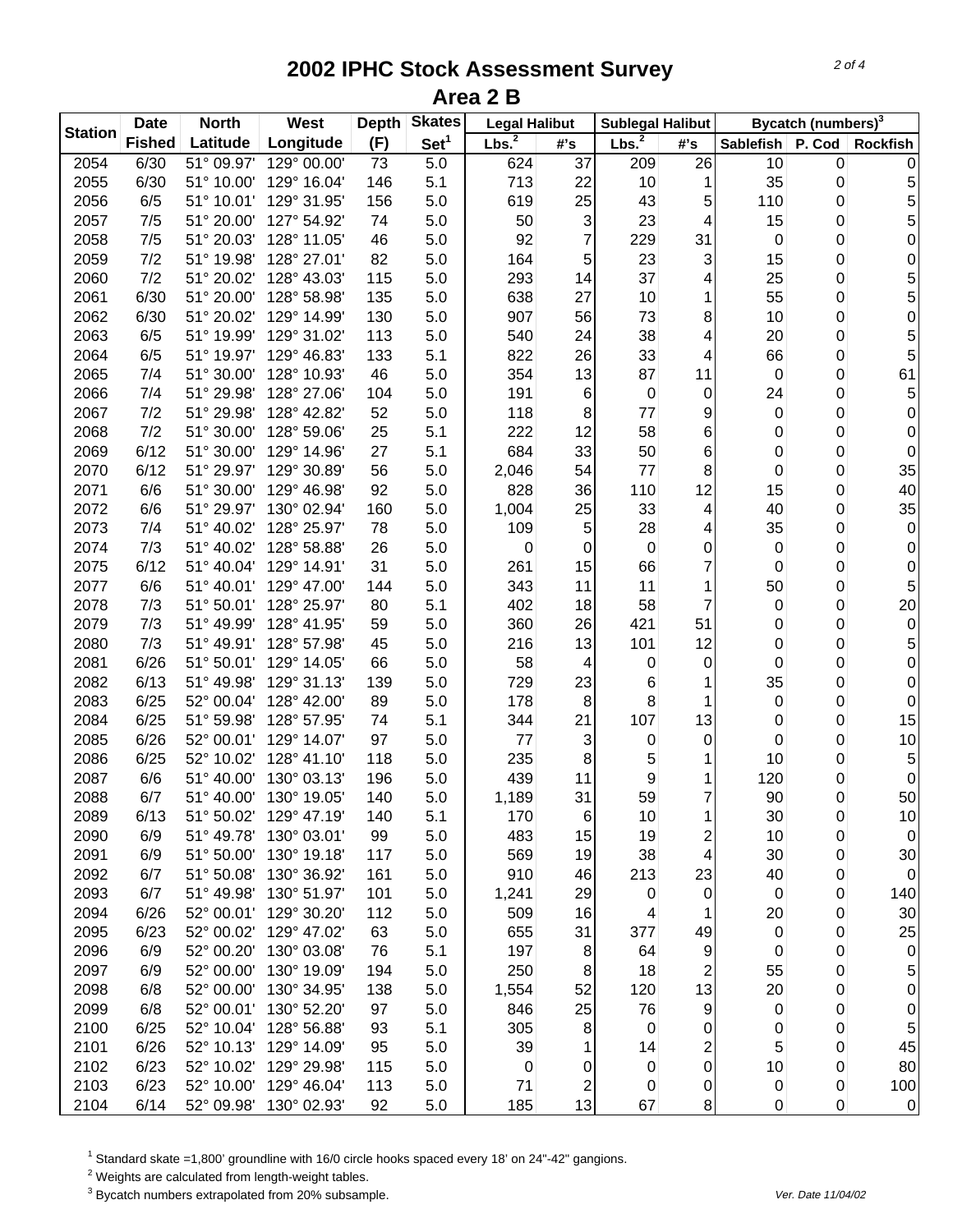# 2002 IPHC Stock Assessment Survey
## Area 2 B

| Station | Date Fished | North Latitude | West Longitude | Depth (F) | Skates Set[1] | Legal Halibut Lbs.[2] | Legal Halibut #'s | Sublegal Halibut Lbs.[2] | Sublegal Halibut #'s | Bycatch (numbers)[3] Sablefish | P. Cod | Rockfish |
|---|---|---|---|---|---|---|---|---|---|---|---|---|
| 2054 | 6/30 | 51° 09.97' | 129° 00.00' | 73 | 5.0 | 624 | 37 | 209 | 26 | 10 | 0 | 0 |
| 2055 | 6/30 | 51° 10.00' | 129° 16.04' | 146 | 5.1 | 713 | 22 | 10 | 1 | 35 | 0 | 5 |
| 2056 | 6/5 | 51° 10.01' | 129° 31.95' | 156 | 5.0 | 619 | 25 | 43 | 5 | 110 | 0 | 5 |
| 2057 | 7/5 | 51° 20.00' | 127° 54.92' | 74 | 5.0 | 50 | 3 | 23 | 4 | 15 | 0 | 5 |
| 2058 | 7/5 | 51° 20.03' | 128° 11.05' | 46 | 5.0 | 92 | 7 | 229 | 31 | 0 | 0 | 0 |
| 2059 | 7/2 | 51° 19.98' | 128° 27.01' | 82 | 5.0 | 164 | 5 | 23 | 3 | 15 | 0 | 0 |
| 2060 | 7/2 | 51° 20.02' | 128° 43.03' | 115 | 5.0 | 293 | 14 | 37 | 4 | 25 | 0 | 5 |
| 2061 | 6/30 | 51° 20.00' | 128° 58.98' | 135 | 5.0 | 638 | 27 | 10 | 1 | 55 | 0 | 5 |
| 2062 | 6/30 | 51° 20.02' | 129° 14.99' | 130 | 5.0 | 907 | 56 | 73 | 8 | 10 | 0 | 0 |
| 2063 | 6/5 | 51° 19.99' | 129° 31.02' | 113 | 5.0 | 540 | 24 | 38 | 4 | 20 | 0 | 5 |
| 2064 | 6/5 | 51° 19.97' | 129° 46.83' | 133 | 5.1 | 822 | 26 | 33 | 4 | 66 | 0 | 5 |
| 2065 | 7/4 | 51° 30.00' | 128° 10.93' | 46 | 5.0 | 354 | 13 | 87 | 11 | 0 | 0 | 61 |
| 2066 | 7/4 | 51° 29.98' | 128° 27.06' | 104 | 5.0 | 191 | 6 | 0 | 0 | 24 | 0 | 5 |
| 2067 | 7/2 | 51° 29.98' | 128° 42.82' | 52 | 5.0 | 118 | 8 | 77 | 9 | 0 | 0 | 0 |
| 2068 | 7/2 | 51° 30.00' | 128° 59.06' | 25 | 5.1 | 222 | 12 | 58 | 6 | 0 | 0 | 0 |
| 2069 | 6/12 | 51° 30.00' | 129° 14.96' | 27 | 5.1 | 684 | 33 | 50 | 6 | 0 | 0 | 0 |
| 2070 | 6/12 | 51° 29.97' | 129° 30.89' | 56 | 5.0 | 2,046 | 54 | 77 | 8 | 0 | 0 | 35 |
| 2071 | 6/6 | 51° 30.00' | 129° 46.98' | 92 | 5.0 | 828 | 36 | 110 | 12 | 15 | 0 | 40 |
| 2072 | 6/6 | 51° 29.97' | 130° 02.94' | 160 | 5.0 | 1,004 | 25 | 33 | 4 | 40 | 0 | 35 |
| 2073 | 7/4 | 51° 40.02' | 128° 25.97' | 78 | 5.0 | 109 | 5 | 28 | 4 | 35 | 0 | 0 |
| 2074 | 7/3 | 51° 40.02' | 128° 58.88' | 26 | 5.0 | 0 | 0 | 0 | 0 | 0 | 0 | 0 |
| 2075 | 6/12 | 51° 40.04' | 129° 14.91' | 31 | 5.0 | 261 | 15 | 66 | 7 | 0 | 0 | 0 |
| 2077 | 6/6 | 51° 40.01' | 129° 47.00' | 144 | 5.0 | 343 | 11 | 11 | 1 | 50 | 0 | 5 |
| 2078 | 7/3 | 51° 50.01' | 128° 25.97' | 80 | 5.1 | 402 | 18 | 58 | 7 | 0 | 0 | 20 |
| 2079 | 7/3 | 51° 49.99' | 128° 41.95' | 59 | 5.0 | 360 | 26 | 421 | 51 | 0 | 0 | 0 |
| 2080 | 7/3 | 51° 49.91' | 128° 57.98' | 45 | 5.0 | 216 | 13 | 101 | 12 | 0 | 0 | 5 |
| 2081 | 6/26 | 51° 50.01' | 129° 14.05' | 66 | 5.0 | 58 | 4 | 0 | 0 | 0 | 0 | 0 |
| 2082 | 6/13 | 51° 49.98' | 129° 31.13' | 139 | 5.0 | 729 | 23 | 6 | 1 | 35 | 0 | 0 |
| 2083 | 6/25 | 52° 00.04' | 128° 42.00' | 89 | 5.0 | 178 | 8 | 8 | 1 | 0 | 0 | 0 |
| 2084 | 6/25 | 51° 59.98' | 128° 57.95' | 74 | 5.1 | 344 | 21 | 107 | 13 | 0 | 0 | 15 |
| 2085 | 6/26 | 52° 00.01' | 129° 14.07' | 97 | 5.0 | 77 | 3 | 0 | 0 | 0 | 0 | 10 |
| 2086 | 6/25 | 52° 10.02' | 128° 41.10' | 118 | 5.0 | 235 | 8 | 5 | 1 | 10 | 0 | 5 |
| 2087 | 6/6 | 51° 40.00' | 130° 03.13' | 196 | 5.0 | 439 | 11 | 9 | 1 | 120 | 0 | 0 |
| 2088 | 6/7 | 51° 40.00' | 130° 19.05' | 140 | 5.0 | 1,189 | 31 | 59 | 7 | 90 | 0 | 50 |
| 2089 | 6/13 | 51° 50.02' | 129° 47.19' | 140 | 5.1 | 170 | 6 | 10 | 1 | 30 | 0 | 10 |
| 2090 | 6/9 | 51° 49.78' | 130° 03.01' | 99 | 5.0 | 483 | 15 | 19 | 2 | 10 | 0 | 0 |
| 2091 | 6/9 | 51° 50.00' | 130° 19.18' | 117 | 5.0 | 569 | 19 | 38 | 4 | 30 | 0 | 30 |
| 2092 | 6/7 | 51° 50.08' | 130° 36.92' | 161 | 5.0 | 910 | 46 | 213 | 23 | 40 | 0 | 0 |
| 2093 | 6/7 | 51° 49.98' | 130° 51.97' | 101 | 5.0 | 1,241 | 29 | 0 | 0 | 0 | 0 | 140 |
| 2094 | 6/26 | 52° 00.01' | 129° 30.20' | 112 | 5.0 | 509 | 16 | 4 | 1 | 20 | 0 | 30 |
| 2095 | 6/23 | 52° 00.02' | 129° 47.02' | 63 | 5.0 | 655 | 31 | 377 | 49 | 0 | 0 | 25 |
| 2096 | 6/9 | 52° 00.20' | 130° 03.08' | 76 | 5.1 | 197 | 8 | 64 | 9 | 0 | 0 | 0 |
| 2097 | 6/9 | 52° 00.00' | 130° 19.09' | 194 | 5.0 | 250 | 8 | 18 | 2 | 55 | 0 | 5 |
| 2098 | 6/8 | 52° 00.00' | 130° 34.95' | 138 | 5.0 | 1,554 | 52 | 120 | 13 | 20 | 0 | 0 |
| 2099 | 6/8 | 52° 00.01' | 130° 52.20' | 97 | 5.0 | 846 | 25 | 76 | 9 | 0 | 0 | 0 |
| 2100 | 6/25 | 52° 10.04' | 128° 56.88' | 93 | 5.1 | 305 | 8 | 0 | 0 | 0 | 0 | 5 |
| 2101 | 6/26 | 52° 10.13' | 129° 14.09' | 95 | 5.0 | 39 | 1 | 14 | 2 | 5 | 0 | 45 |
| 2102 | 6/23 | 52° 10.02' | 129° 29.98' | 115 | 5.0 | 0 | 0 | 0 | 0 | 10 | 0 | 80 |
| 2103 | 6/23 | 52° 10.00' | 129° 46.04' | 113 | 5.0 | 71 | 2 | 0 | 0 | 0 | 0 | 100 |
| 2104 | 6/14 | 52° 09.98' | 130° 02.93' | 92 | 5.0 | 185 | 13 | 67 | 8 | 0 | 0 | 0 |

[1] Standard skate =1,800' groundline with 16/0 circle hooks spaced every 18' on 24"-42" gangions.
[2] Weights are calculated from length-weight tables.
[3] Bycatch numbers extrapolated from 20% subsample.

Ver. Date 11/04/02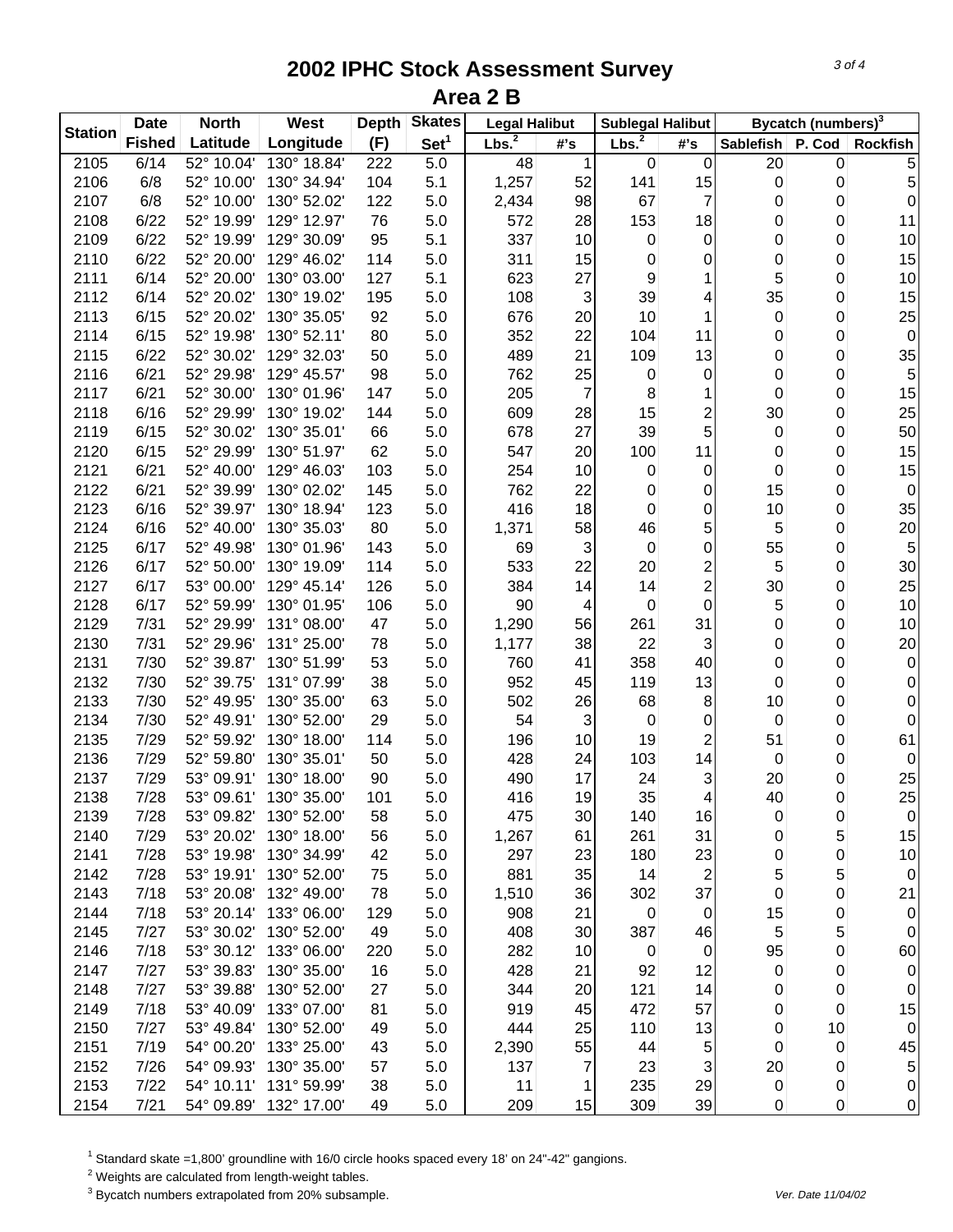# 2002 IPHC Stock Assessment Survey

## Area 2 B

| Station | Date Fished | North Latitude | West Longitude | Depth (F) | Skates Set[1] | Legal Halibut Lbs.[2] | Legal Halibut #'s | Sublegal Halibut Lbs.[2] | Sublegal Halibut #'s | Bycatch (numbers)[3] Sablefish | P. Cod | Rockfish |
|---|---|---|---|---|---|---|---|---|---|---|---|---|
| 2105 | 6/14 | 52° 10.04' | 130° 18.84' | 222 | 5.0 | 48 | 1 | 0 | 0 | 20 | 0 | 5 |
| 2106 | 6/8 | 52° 10.00' | 130° 34.94' | 104 | 5.1 | 1,257 | 52 | 141 | 15 | 0 | 0 | 5 |
| 2107 | 6/8 | 52° 10.00' | 130° 52.02' | 122 | 5.0 | 2,434 | 98 | 67 | 7 | 0 | 0 | 0 |
| 2108 | 6/22 | 52° 19.99' | 129° 12.97' | 76 | 5.0 | 572 | 28 | 153 | 18 | 0 | 0 | 11 |
| 2109 | 6/22 | 52° 19.99' | 129° 30.09' | 95 | 5.1 | 337 | 10 | 0 | 0 | 0 | 0 | 10 |
| 2110 | 6/22 | 52° 20.00' | 129° 46.02' | 114 | 5.0 | 311 | 15 | 0 | 0 | 0 | 0 | 15 |
| 2111 | 6/14 | 52° 20.00' | 130° 03.00' | 127 | 5.1 | 623 | 27 | 9 | 1 | 5 | 0 | 10 |
| 2112 | 6/14 | 52° 20.02' | 130° 19.02' | 195 | 5.0 | 108 | 3 | 39 | 4 | 35 | 0 | 15 |
| 2113 | 6/15 | 52° 20.02' | 130° 35.05' | 92 | 5.0 | 676 | 20 | 10 | 1 | 0 | 0 | 25 |
| 2114 | 6/15 | 52° 19.98' | 130° 52.11' | 80 | 5.0 | 352 | 22 | 104 | 11 | 0 | 0 | 0 |
| 2115 | 6/22 | 52° 30.02' | 129° 32.03' | 50 | 5.0 | 489 | 21 | 109 | 13 | 0 | 0 | 35 |
| 2116 | 6/21 | 52° 29.98' | 129° 45.57' | 98 | 5.0 | 762 | 25 | 0 | 0 | 0 | 0 | 5 |
| 2117 | 6/21 | 52° 30.00' | 130° 01.96' | 147 | 5.0 | 205 | 7 | 8 | 1 | 0 | 0 | 15 |
| 2118 | 6/16 | 52° 29.99' | 130° 19.02' | 144 | 5.0 | 609 | 28 | 15 | 2 | 30 | 0 | 25 |
| 2119 | 6/15 | 52° 30.02' | 130° 35.01' | 66 | 5.0 | 678 | 27 | 39 | 5 | 0 | 0 | 50 |
| 2120 | 6/15 | 52° 29.99' | 130° 51.97' | 62 | 5.0 | 547 | 20 | 100 | 11 | 0 | 0 | 15 |
| 2121 | 6/21 | 52° 40.00' | 129° 46.03' | 103 | 5.0 | 254 | 10 | 0 | 0 | 0 | 0 | 15 |
| 2122 | 6/21 | 52° 39.99' | 130° 02.02' | 145 | 5.0 | 762 | 22 | 0 | 0 | 15 | 0 | 0 |
| 2123 | 6/16 | 52° 39.97' | 130° 18.94' | 123 | 5.0 | 416 | 18 | 0 | 0 | 10 | 0 | 35 |
| 2124 | 6/16 | 52° 40.00' | 130° 35.03' | 80 | 5.0 | 1,371 | 58 | 46 | 5 | 5 | 0 | 20 |
| 2125 | 6/17 | 52° 49.98' | 130° 01.96' | 143 | 5.0 | 69 | 3 | 0 | 0 | 55 | 0 | 5 |
| 2126 | 6/17 | 52° 50.00' | 130° 19.09' | 114 | 5.0 | 533 | 22 | 20 | 2 | 5 | 0 | 30 |
| 2127 | 6/17 | 53° 00.00' | 129° 45.14' | 126 | 5.0 | 384 | 14 | 14 | 2 | 30 | 0 | 25 |
| 2128 | 6/17 | 52° 59.99' | 130° 01.95' | 106 | 5.0 | 90 | 4 | 0 | 0 | 5 | 0 | 10 |
| 2129 | 7/31 | 52° 29.99' | 131° 08.00' | 47 | 5.0 | 1,290 | 56 | 261 | 31 | 0 | 0 | 10 |
| 2130 | 7/31 | 52° 29.96' | 131° 25.00' | 78 | 5.0 | 1,177 | 38 | 22 | 3 | 0 | 0 | 20 |
| 2131 | 7/30 | 52° 39.87' | 130° 51.99' | 53 | 5.0 | 760 | 41 | 358 | 40 | 0 | 0 | 0 |
| 2132 | 7/30 | 52° 39.75' | 131° 07.99' | 38 | 5.0 | 952 | 45 | 119 | 13 | 0 | 0 | 0 |
| 2133 | 7/30 | 52° 49.95' | 130° 35.00' | 63 | 5.0 | 502 | 26 | 68 | 8 | 10 | 0 | 0 |
| 2134 | 7/30 | 52° 49.91' | 130° 52.00' | 29 | 5.0 | 54 | 3 | 0 | 0 | 0 | 0 | 0 |
| 2135 | 7/29 | 52° 59.92' | 130° 18.00' | 114 | 5.0 | 196 | 10 | 19 | 2 | 51 | 0 | 61 |
| 2136 | 7/29 | 52° 59.80' | 130° 35.01' | 50 | 5.0 | 428 | 24 | 103 | 14 | 0 | 0 | 0 |
| 2137 | 7/29 | 53° 09.91' | 130° 18.00' | 90 | 5.0 | 490 | 17 | 24 | 3 | 20 | 0 | 25 |
| 2138 | 7/28 | 53° 09.61' | 130° 35.00' | 101 | 5.0 | 416 | 19 | 35 | 4 | 40 | 0 | 25 |
| 2139 | 7/28 | 53° 09.82' | 130° 52.00' | 58 | 5.0 | 475 | 30 | 140 | 16 | 0 | 0 | 0 |
| 2140 | 7/29 | 53° 20.02' | 130° 18.00' | 56 | 5.0 | 1,267 | 61 | 261 | 31 | 0 | 5 | 15 |
| 2141 | 7/28 | 53° 19.98' | 130° 34.99' | 42 | 5.0 | 297 | 23 | 180 | 23 | 0 | 0 | 10 |
| 2142 | 7/28 | 53° 19.91' | 130° 52.00' | 75 | 5.0 | 881 | 35 | 14 | 2 | 5 | 5 | 0 |
| 2143 | 7/18 | 53° 20.08' | 132° 49.00' | 78 | 5.0 | 1,510 | 36 | 302 | 37 | 0 | 0 | 21 |
| 2144 | 7/18 | 53° 20.14' | 133° 06.00' | 129 | 5.0 | 908 | 21 | 0 | 0 | 15 | 0 | 0 |
| 2145 | 7/27 | 53° 30.02' | 130° 52.00' | 49 | 5.0 | 408 | 30 | 387 | 46 | 5 | 5 | 0 |
| 2146 | 7/18 | 53° 30.12' | 133° 06.00' | 220 | 5.0 | 282 | 10 | 0 | 0 | 95 | 0 | 60 |
| 2147 | 7/27 | 53° 39.83' | 130° 35.00' | 16 | 5.0 | 428 | 21 | 92 | 12 | 0 | 0 | 0 |
| 2148 | 7/27 | 53° 39.88' | 130° 52.00' | 27 | 5.0 | 344 | 20 | 121 | 14 | 0 | 0 | 0 |
| 2149 | 7/18 | 53° 40.09' | 133° 07.00' | 81 | 5.0 | 919 | 45 | 472 | 57 | 0 | 0 | 15 |
| 2150 | 7/27 | 53° 49.84' | 130° 52.00' | 49 | 5.0 | 444 | 25 | 110 | 13 | 0 | 10 | 0 |
| 2151 | 7/19 | 54° 00.20' | 133° 25.00' | 43 | 5.0 | 2,390 | 55 | 44 | 5 | 0 | 0 | 45 |
| 2152 | 7/26 | 54° 09.93' | 130° 35.00' | 57 | 5.0 | 137 | 7 | 23 | 3 | 20 | 0 | 5 |
| 2153 | 7/22 | 54° 10.11' | 131° 59.99' | 38 | 5.0 | 11 | 1 | 235 | 29 | 0 | 0 | 0 |
| 2154 | 7/21 | 54° 09.89' | 132° 17.00' | 49 | 5.0 | 209 | 15 | 309 | 39 | 0 | 0 | 0 |

[1] Standard skate =1,800' groundline with 16/0 circle hooks spaced every 18' on 24"-42" gangions.

[2] Weights are calculated from length-weight tables.

[3] Bycatch numbers extrapolated from 20% subsample.

*Ver. Date 11/04/02*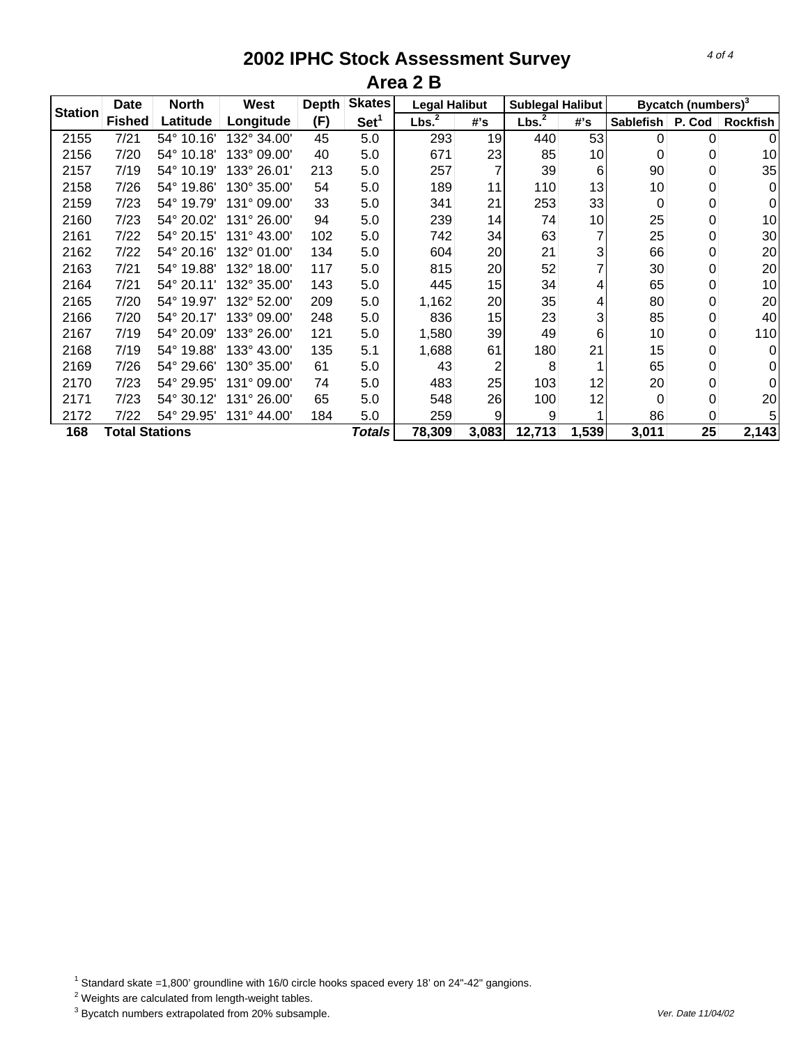# 2002 IPHC Stock Assessment Survey

## Area 2 B

| Station | Date Fished | North Latitude | West Longitude | Depth (F) | Skates Set[1] | Legal Halibut | | Sublegal Halibut | | Bycatch (numbers)[3] | | |
|---|---|---|---|---|---|---|---|---|---|---|---|---|
| | | | | | | Lbs.[2] | #'s | Lbs.[2] | #'s | Sablefish | P. Cod | Rockfish |
| 2155 | 7/21 | 54° 10.16' | 132° 34.00' | 45 | 5.0 | 293 | 19 | 440 | 53 | 0 | 0 | 0 |
| 2156 | 7/20 | 54° 10.18' | 133° 09.00' | 40 | 5.0 | 671 | 23 | 85 | 10 | 0 | 0 | 10 |
| 2157 | 7/19 | 54° 10.19' | 133° 26.01' | 213 | 5.0 | 257 | 7 | 39 | 6 | 90 | 0 | 35 |
| 2158 | 7/26 | 54° 19.86' | 130° 35.00' | 54 | 5.0 | 189 | 11 | 110 | 13 | 10 | 0 | 0 |
| 2159 | 7/23 | 54° 19.79' | 131° 09.00' | 33 | 5.0 | 341 | 21 | 253 | 33 | 0 | 0 | 0 |
| 2160 | 7/23 | 54° 20.02' | 131° 26.00' | 94 | 5.0 | 239 | 14 | 74 | 10 | 25 | 0 | 10 |
| 2161 | 7/22 | 54° 20.15' | 131° 43.00' | 102 | 5.0 | 742 | 34 | 63 | 7 | 25 | 0 | 30 |
| 2162 | 7/22 | 54° 20.16' | 132° 01.00' | 134 | 5.0 | 604 | 20 | 21 | 3 | 66 | 0 | 20 |
| 2163 | 7/21 | 54° 19.88' | 132° 18.00' | 117 | 5.0 | 815 | 20 | 52 | 7 | 30 | 0 | 20 |
| 2164 | 7/21 | 54° 20.11' | 132° 35.00' | 143 | 5.0 | 445 | 15 | 34 | 4 | 65 | 0 | 10 |
| 2165 | 7/20 | 54° 19.97' | 132° 52.00' | 209 | 5.0 | 1,162 | 20 | 35 | 4 | 80 | 0 | 20 |
| 2166 | 7/20 | 54° 20.17' | 133° 09.00' | 248 | 5.0 | 836 | 15 | 23 | 3 | 85 | 0 | 40 |
| 2167 | 7/19 | 54° 20.09' | 133° 26.00' | 121 | 5.0 | 1,580 | 39 | 49 | 6 | 10 | 0 | 110 |
| 2168 | 7/19 | 54° 19.88' | 133° 43.00' | 135 | 5.1 | 1,688 | 61 | 180 | 21 | 15 | 0 | 0 |
| 2169 | 7/26 | 54° 29.66' | 130° 35.00' | 61 | 5.0 | 43 | 2 | 8 | 1 | 65 | 0 | 0 |
| 2170 | 7/23 | 54° 29.95' | 131° 09.00' | 74 | 5.0 | 483 | 25 | 103 | 12 | 20 | 0 | 0 |
| 2171 | 7/23 | 54° 30.12' | 131° 26.00' | 65 | 5.0 | 548 | 26 | 100 | 12 | 0 | 0 | 20 |
| 2172 | 7/22 | 54° 29.95' | 131° 44.00' | 184 | 5.0 | 259 | 9 | 9 | 1 | 86 | 0 | 5 |
| **168** | **Total Stations** | | | | ***Totals*** | **78,309** | **3,083** | **12,713** | **1,539** | **3,011** | **25** | **2,143** |

[1] Standard skate =1,800' groundline with 16/0 circle hooks spaced every 18' on 24"-42" gangions.
[2] Weights are calculated from length-weight tables.
[3] Bycatch numbers extrapolated from 20% subsample.

*Ver. Date 11/04/02*